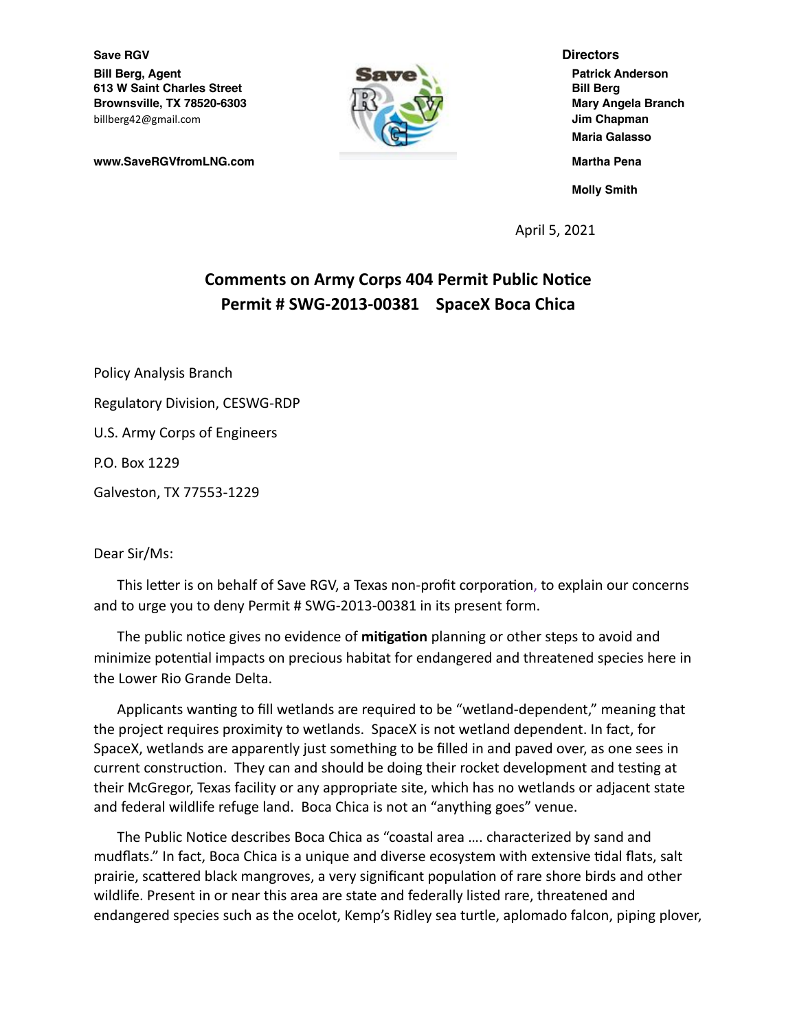**Save RGV**

**Bill Berg, Agent**
**613 W Saint Charles Street**
**Brownsville, TX 78520-6303**
billberg42@gmail.com

**www.SaveRGVfromLNG.com**

**Directors**

**Patrick Anderson**
**Bill Berg**
**Mary Angela Branch**
**Jim Chapman**
**Maria Galasso**
**Martha Pena**
**Molly Smith**

April 5, 2021

## Comments on Army Corps 404 Permit Public Notice
## Permit # SWG-2013-00381 SpaceX Boca Chica

Policy Analysis Branch

Regulatory Division, CESWG-RDP

U.S. Army Corps of Engineers

P.O. Box 1229

Galveston, TX 77553-1229

Dear Sir/Ms:

This letter is on behalf of Save RGV, a Texas non-profit corporation, to explain our concerns and to urge you to deny Permit # SWG-2013-00381 in its present form.

The public notice gives no evidence of **mitigation** planning or other steps to avoid and minimize potential impacts on precious habitat for endangered and threatened species here in the Lower Rio Grande Delta.

Applicants wanting to fill wetlands are required to be "wetland-dependent," meaning that the project requires proximity to wetlands. SpaceX is not wetland dependent. In fact, for SpaceX, wetlands are apparently just something to be filled in and paved over, as one sees in current construction. They can and should be doing their rocket development and testing at their McGregor, Texas facility or any appropriate site, which has no wetlands or adjacent state and federal wildlife refuge land. Boca Chica is not an "anything goes" venue.

The Public Notice describes Boca Chica as "coastal area …. characterized by sand and mudflats." In fact, Boca Chica is a unique and diverse ecosystem with extensive tidal flats, salt prairie, scattered black mangroves, a very significant population of rare shore birds and other wildlife. Present in or near this area are state and federally listed rare, threatened and endangered species such as the ocelot, Kemp's Ridley sea turtle, aplomado falcon, piping plover,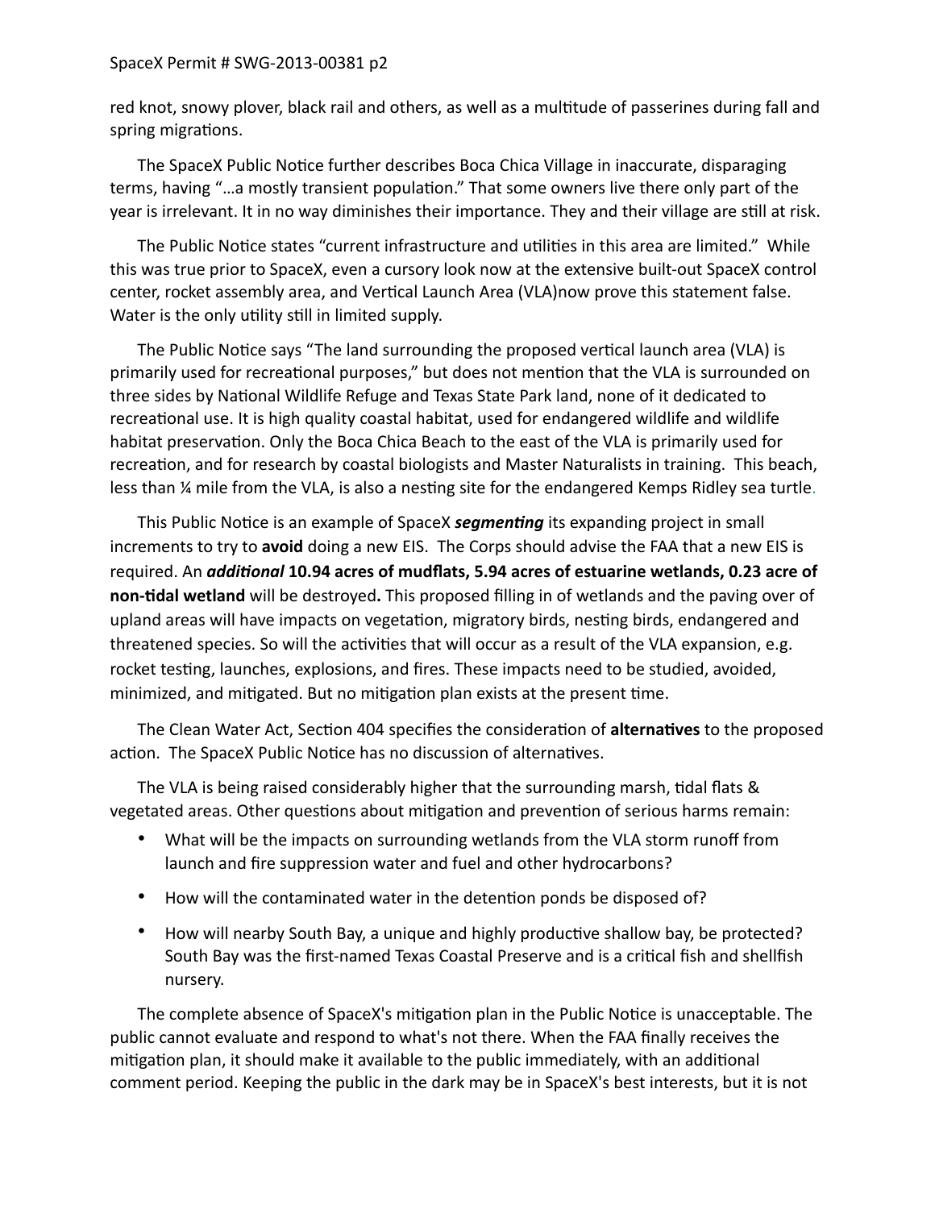red knot, snowy plover, black rail and others, as well as a multitude of passerines during fall and spring migrations.

The SpaceX Public Notice further describes Boca Chica Village in inaccurate, disparaging terms, having "…a mostly transient population." That some owners live there only part of the year is irrelevant. It in no way diminishes their importance. They and their village are still at risk.

The Public Notice states "current infrastructure and utilities in this area are limited." While this was true prior to SpaceX, even a cursory look now at the extensive built-out SpaceX control center, rocket assembly area, and Vertical Launch Area (VLA)now prove this statement false. Water is the only utility still in limited supply.

The Public Notice says "The land surrounding the proposed vertical launch area (VLA) is primarily used for recreational purposes," but does not mention that the VLA is surrounded on three sides by National Wildlife Refuge and Texas State Park land, none of it dedicated to recreational use. It is high quality coastal habitat, used for endangered wildlife and wildlife habitat preservation. Only the Boca Chica Beach to the east of the VLA is primarily used for recreation, and for research by coastal biologists and Master Naturalists in training. This beach, less than ¼ mile from the VLA, is also a nesting site for the endangered Kemps Ridley sea turtle.

This Public Notice is an example of SpaceX ***segmenting*** its expanding project in small increments to try to **avoid** doing a new EIS. The Corps should advise the FAA that a new EIS is required. An ***additional*** **10.94 acres of mudflats, 5.94 acres of estuarine wetlands, 0.23 acre of non-tidal wetland** will be destroyed**.** This proposed filling in of wetlands and the paving over of upland areas will have impacts on vegetation, migratory birds, nesting birds, endangered and threatened species. So will the activities that will occur as a result of the VLA expansion, e.g. rocket testing, launches, explosions, and fires. These impacts need to be studied, avoided, minimized, and mitigated. But no mitigation plan exists at the present time.

The Clean Water Act, Section 404 specifies the consideration of **alternatives** to the proposed action. The SpaceX Public Notice has no discussion of alternatives.

The VLA is being raised considerably higher that the surrounding marsh, tidal flats & vegetated areas. Other questions about mitigation and prevention of serious harms remain:

- What will be the impacts on surrounding wetlands from the VLA storm runoff from launch and fire suppression water and fuel and other hydrocarbons?
- How will the contaminated water in the detention ponds be disposed of?
- How will nearby South Bay, a unique and highly productive shallow bay, be protected? South Bay was the first-named Texas Coastal Preserve and is a critical fish and shellfish nursery.

The complete absence of SpaceX's mitigation plan in the Public Notice is unacceptable. The public cannot evaluate and respond to what's not there. When the FAA finally receives the mitigation plan, it should make it available to the public immediately, with an additional comment period. Keeping the public in the dark may be in SpaceX's best interests, but it is not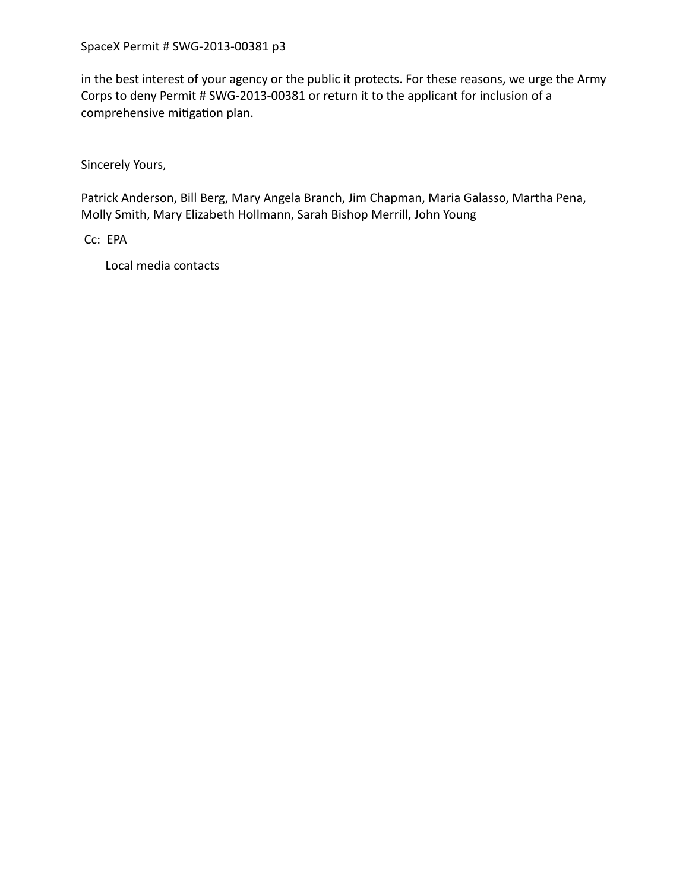in the best interest of your agency or the public it protects. For these reasons, we urge the Army Corps to deny Permit # SWG-2013-00381 or return it to the applicant for inclusion of a comprehensive mitigation plan.

Sincerely Yours,

Patrick Anderson, Bill Berg, Mary Angela Branch, Jim Chapman, Maria Galasso, Martha Pena, Molly Smith, Mary Elizabeth Hollmann, Sarah Bishop Merrill, John Young

Cc: EPA

Local media contacts